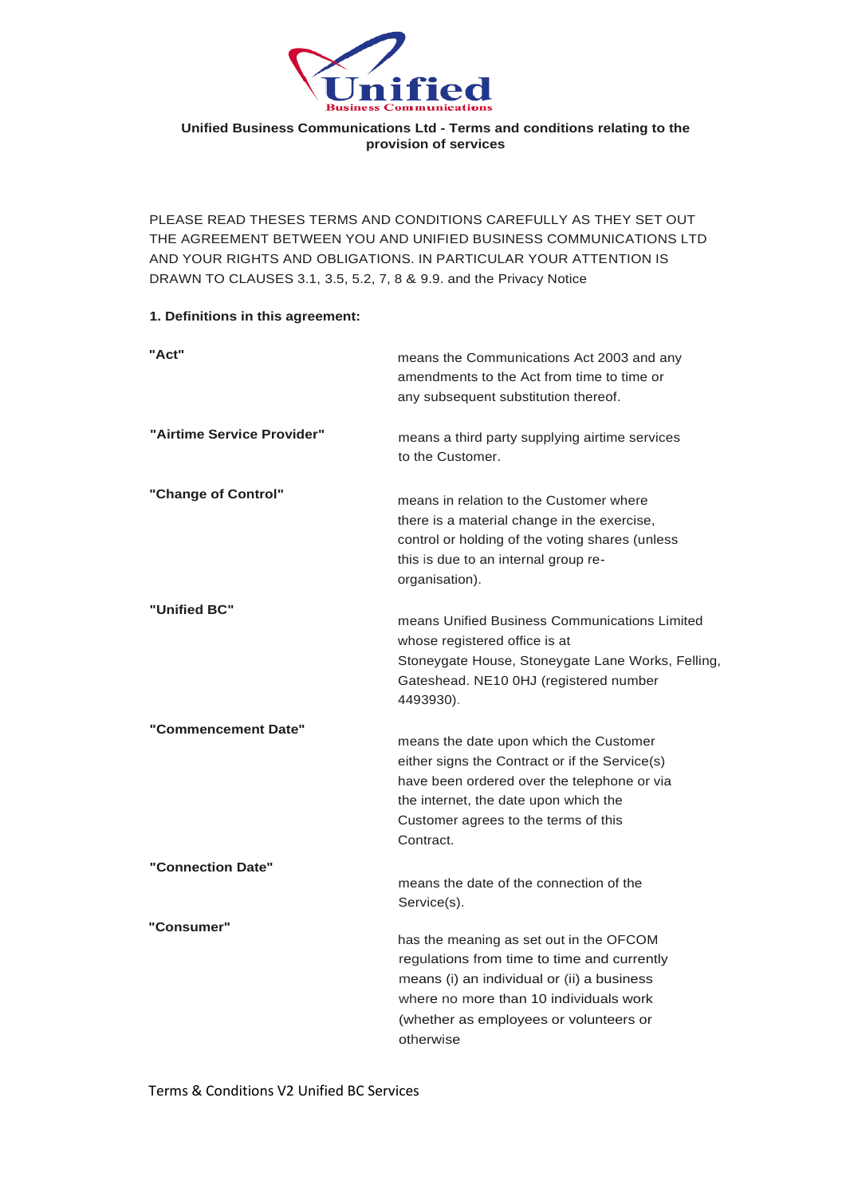**Unified Business Communications Ltd - Terms and conditions relating to the provision of services**

PLEASE READ THESES TERMS AND CONDITIONS CAREFULLY AS THEY SET OUT THE AGREEMENT BETWEEN YOU AND UNIFIED BUSINESS COMMUNICATIONS LTD AND YOUR RIGHTS AND OBLIGATIONS. IN PARTICULAR YOUR ATTENTION IS DRAWN TO CLAUSES 3.1, 3.5, 5.2, 7, 8 & 9.9. and the Privacy Notice

**1. Definitions in this agreement:**

| | |
|---|---|
| **"Act"** | means the Communications Act 2003 and any amendments to the Act from time to time or any subsequent substitution thereof. |
| **"Airtime Service Provider"** | means a third party supplying airtime services to the Customer. |
| **"Change of Control"** | means in relation to the Customer where there is a material change in the exercise, control or holding of the voting shares (unless this is due to an internal group re-organisation). |
| **"Unified BC"** | means Unified Business Communications Limited whose registered office is at Stoneygate House, Stoneygate Lane Works, Felling, Gateshead. NE10 0HJ (registered number 4493930). |
| **"Commencement Date"** | means the date upon which the Customer either signs the Contract or if the Service(s) have been ordered over the telephone or via the internet, the date upon which the Customer agrees to the terms of this Contract. |
| **"Connection Date"** | means the date of the connection of the Service(s). |
| **"Consumer"** | has the meaning as set out in the OFCOM regulations from time to time and currently means (i) an individual or (ii) a business where no more than 10 individuals work (whether as employees or volunteers or otherwise |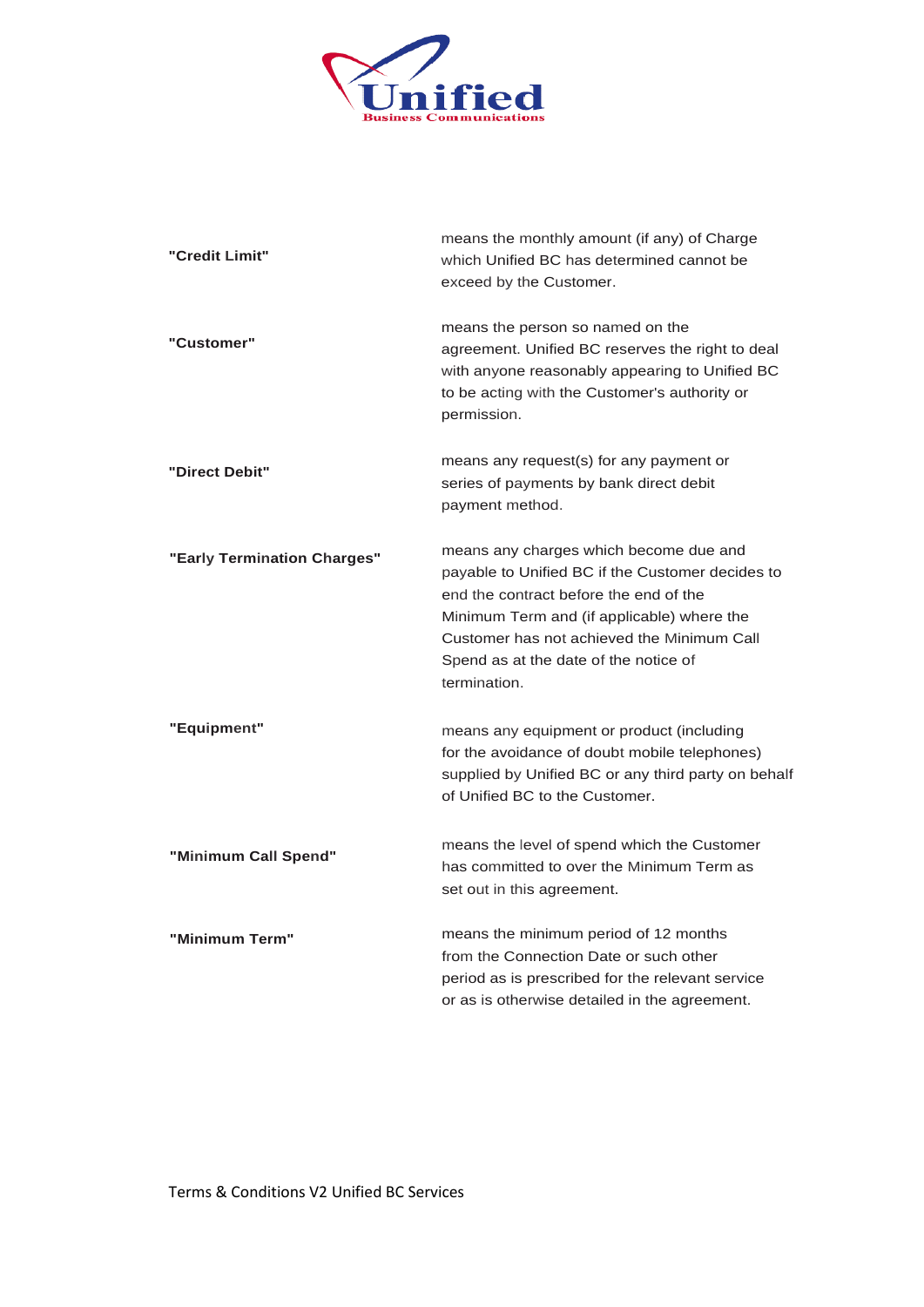| | |
|---|---|
| **"Credit Limit"** | means the monthly amount (if any) of Charge which Unified BC has determined cannot be exceed by the Customer. |
| **"Customer"** | means the person so named on the agreement. Unified BC reserves the right to deal with anyone reasonably appearing to Unified BC to be acting with the Customer's authority or permission. |
| **"Direct Debit"** | means any request(s) for any payment or series of payments by bank direct debit payment method. |
| **"Early Termination Charges"** | means any charges which become due and payable to Unified BC if the Customer decides to end the contract before the end of the Minimum Term and (if applicable) where the Customer has not achieved the Minimum Call Spend as at the date of the notice of termination. |
| **"Equipment"** | means any equipment or product (including for the avoidance of doubt mobile telephones) supplied by Unified BC or any third party on behalf of Unified BC to the Customer. |
| **"Minimum Call Spend"** | means the level of spend which the Customer has committed to over the Minimum Term as set out in this agreement. |
| **"Minimum Term"** | means the minimum period of 12 months from the Connection Date or such other period as is prescribed for the relevant service or as is otherwise detailed in the agreement. |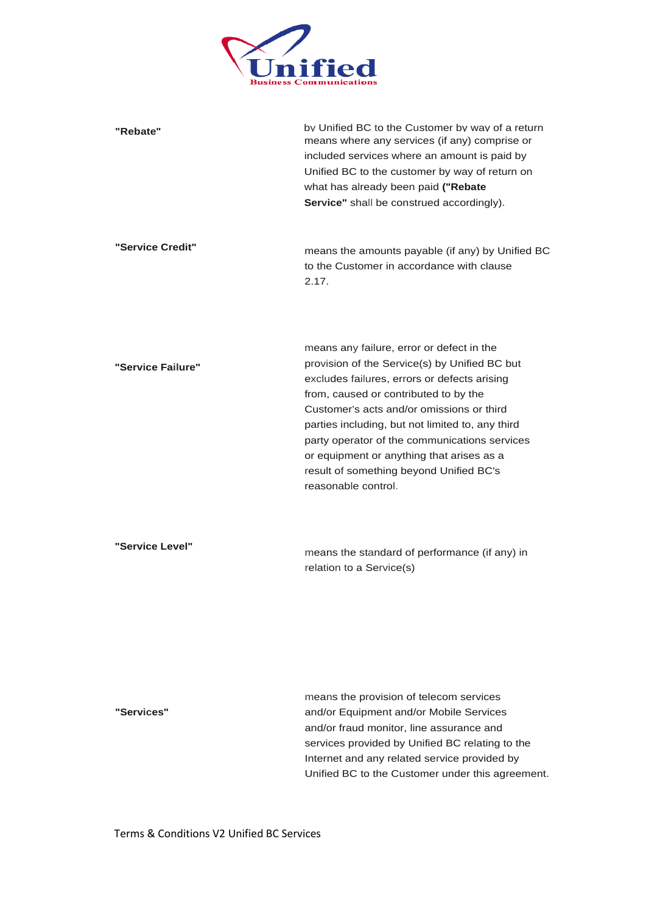| | |
|---|---|
| **"Rebate"** | by Unified BC to the Customer by way of a return means where any services (if any) comprise or included services where an amount is paid by Unified BC to the customer by way of return on what has already been paid **("Rebate Service"** shall be construed accordingly). |
| **"Service Credit"** | means the amounts payable (if any) by Unified BC to the Customer in accordance with clause 2.17. |
| **"Service Failure"** | means any failure, error or defect in the provision of the Service(s) by Unified BC but excludes failures, errors or defects arising from, caused or contributed to by the Customer's acts and/or omissions or third parties including, but not limited to, any third party operator of the communications services or equipment or anything that arises as a result of something beyond Unified BC's reasonable control. |
| **"Service Level"** | means the standard of performance (if any) in relation to a Service(s) |
| **"Services"** | means the provision of telecom services and/or Equipment and/or Mobile Services and/or fraud monitor, line assurance and services provided by Unified BC relating to the Internet and any related service provided by Unified BC to the Customer under this agreement. |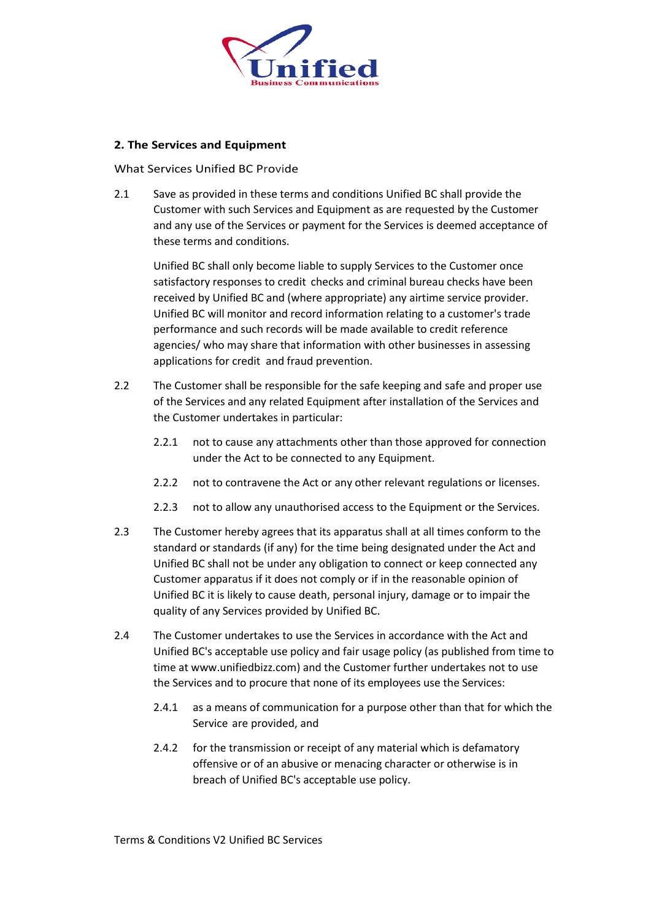## 2. The Services and Equipment

What Services Unified BC Provide

2.1 Save as provided in these terms and conditions Unified BC shall provide the Customer with such Services and Equipment as are requested by the Customer and any use of the Services or payment for the Services is deemed acceptance of these terms and conditions.

Unified BC shall only become liable to supply Services to the Customer once satisfactory responses to credit checks and criminal bureau checks have been received by Unified BC and (where appropriate) any airtime service provider. Unified BC will monitor and record information relating to a customer's trade performance and such records will be made available to credit reference agencies/ who may share that information with other businesses in assessing applications for credit and fraud prevention.

2.2 The Customer shall be responsible for the safe keeping and safe and proper use of the Services and any related Equipment after installation of the Services and the Customer undertakes in particular:

2.2.1 not to cause any attachments other than those approved for connection under the Act to be connected to any Equipment.

2.2.2 not to contravene the Act or any other relevant regulations or licenses.

2.2.3 not to allow any unauthorised access to the Equipment or the Services.

2.3 The Customer hereby agrees that its apparatus shall at all times conform to the standard or standards (if any) for the time being designated under the Act and Unified BC shall not be under any obligation to connect or keep connected any Customer apparatus if it does not comply or if in the reasonable opinion of Unified BC it is likely to cause death, personal injury, damage or to impair the quality of any Services provided by Unified BC.

2.4 The Customer undertakes to use the Services in accordance with the Act and Unified BC's acceptable use policy and fair usage policy (as published from time to time at www.unifiedbizz.com) and the Customer further undertakes not to use the Services and to procure that none of its employees use the Services:

2.4.1 as a means of communication for a purpose other than that for which the Service are provided, and

2.4.2 for the transmission or receipt of any material which is defamatory offensive or of an abusive or menacing character or otherwise is in breach of Unified BC's acceptable use policy.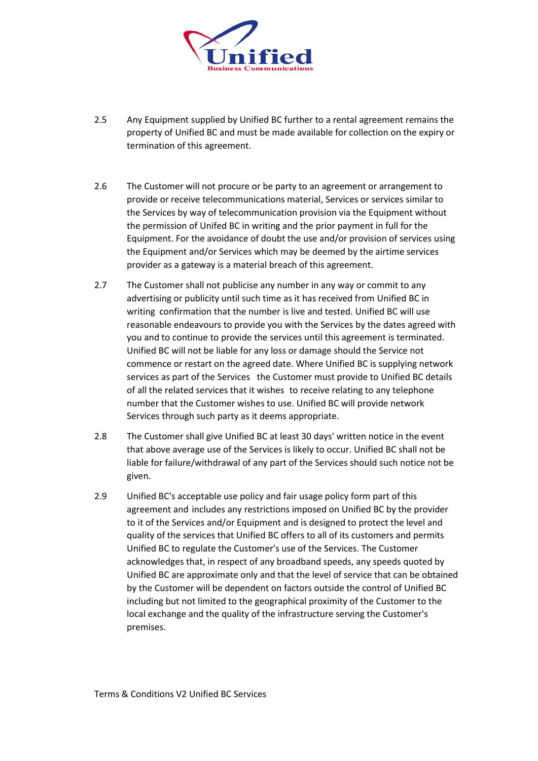2.5 Any Equipment supplied by Unified BC further to a rental agreement remains the property of Unified BC and must be made available for collection on the expiry or termination of this agreement.

2.6 The Customer will not procure or be party to an agreement or arrangement to provide or receive telecommunications material, Services or services similar to the Services by way of telecommunication provision via the Equipment without the permission of Unifed BC in writing and the prior payment in full for the Equipment. For the avoidance of doubt the use and/or provision of services using the Equipment and/or Services which may be deemed by the airtime services provider as a gateway is a material breach of this agreement.

2.7 The Customer shall not publicise any number in any way or commit to any advertising or publicity until such time as it has received from Unified BC in writing confirmation that the number is live and tested. Unified BC will use reasonable endeavours to provide you with the Services by the dates agreed with you and to continue to provide the services until this agreement is terminated. Unified BC will not be liable for any loss or damage should the Service not commence or restart on the agreed date. Where Unified BC is supplying network services as part of the Services the Customer must provide to Unified BC details of all the related services that it wishes to receive relating to any telephone number that the Customer wishes to use. Unified BC will provide network Services through such party as it deems appropriate.

2.8 The Customer shall give Unified BC at least 30 days' written notice in the event that above average use of the Services is likely to occur. Unified BC shall not be liable for failure/withdrawal of any part of the Services should such notice not be given.

2.9 Unified BC's acceptable use policy and fair usage policy form part of this agreement and includes any restrictions imposed on Unified BC by the provider to it of the Services and/or Equipment and is designed to protect the level and quality of the services that Unified BC offers to all of its customers and permits Unified BC to regulate the Customer's use of the Services. The Customer acknowledges that, in respect of any broadband speeds, any speeds quoted by Unified BC are approximate only and that the level of service that can be obtained by the Customer will be dependent on factors outside the control of Unified BC including but not limited to the geographical proximity of the Customer to the local exchange and the quality of the infrastructure serving the Customer's premises.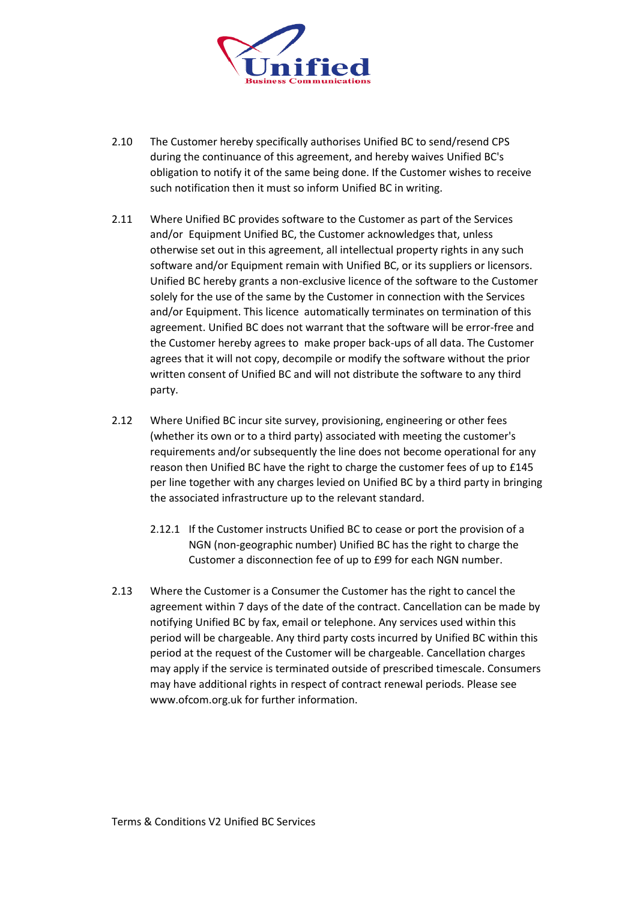2.10 The Customer hereby specifically authorises Unified BC to send/resend CPS during the continuance of this agreement, and hereby waives Unified BC's obligation to notify it of the same being done. If the Customer wishes to receive such notification then it must so inform Unified BC in writing.

2.11 Where Unified BC provides software to the Customer as part of the Services and/or Equipment Unified BC, the Customer acknowledges that, unless otherwise set out in this agreement, all intellectual property rights in any such software and/or Equipment remain with Unified BC, or its suppliers or licensors. Unified BC hereby grants a non-exclusive licence of the software to the Customer solely for the use of the same by the Customer in connection with the Services and/or Equipment. This licence automatically terminates on termination of this agreement. Unified BC does not warrant that the software will be error-free and the Customer hereby agrees to make proper back-ups of all data. The Customer agrees that it will not copy, decompile or modify the software without the prior written consent of Unified BC and will not distribute the software to any third party.

2.12 Where Unified BC incur site survey, provisioning, engineering or other fees (whether its own or to a third party) associated with meeting the customer's requirements and/or subsequently the line does not become operational for any reason then Unified BC have the right to charge the customer fees of up to £145 per line together with any charges levied on Unified BC by a third party in bringing the associated infrastructure up to the relevant standard.

2.12.1 If the Customer instructs Unified BC to cease or port the provision of a NGN (non-geographic number) Unified BC has the right to charge the Customer a disconnection fee of up to £99 for each NGN number.

2.13 Where the Customer is a Consumer the Customer has the right to cancel the agreement within 7 days of the date of the contract. Cancellation can be made by notifying Unified BC by fax, email or telephone. Any services used within this period will be chargeable. Any third party costs incurred by Unified BC within this period at the request of the Customer will be chargeable. Cancellation charges may apply if the service is terminated outside of prescribed timescale. Consumers may have additional rights in respect of contract renewal periods. Please see www.ofcom.org.uk for further information.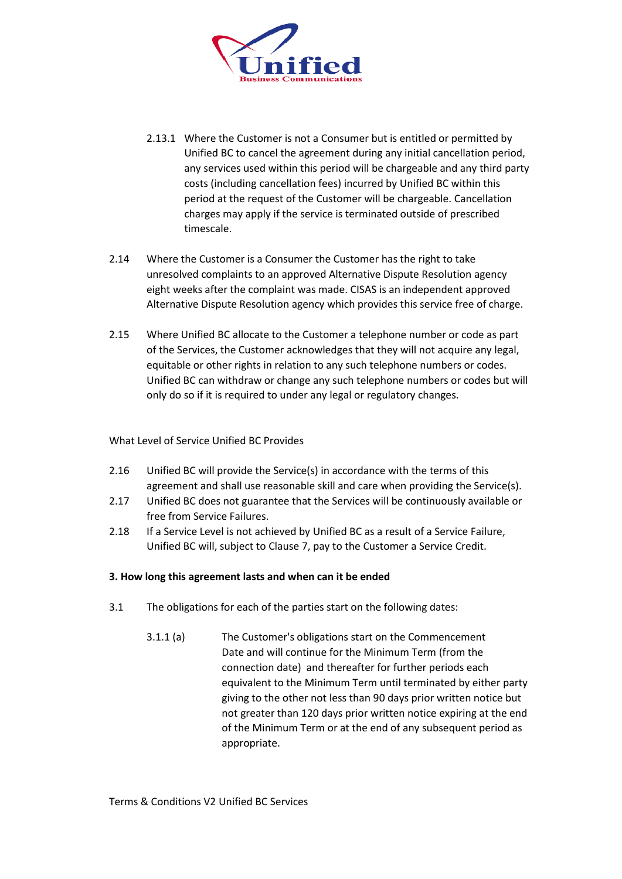2.13.1 Where the Customer is not a Consumer but is entitled or permitted by Unified BC to cancel the agreement during any initial cancellation period, any services used within this period will be chargeable and any third party costs (including cancellation fees) incurred by Unified BC within this period at the request of the Customer will be chargeable. Cancellation charges may apply if the service is terminated outside of prescribed timescale.

2.14 Where the Customer is a Consumer the Customer has the right to take unresolved complaints to an approved Alternative Dispute Resolution agency eight weeks after the complaint was made. CISAS is an independent approved Alternative Dispute Resolution agency which provides this service free of charge.

2.15 Where Unified BC allocate to the Customer a telephone number or code as part of the Services, the Customer acknowledges that they will not acquire any legal, equitable or other rights in relation to any such telephone numbers or codes. Unified BC can withdraw or change any such telephone numbers or codes but will only do so if it is required to under any legal or regulatory changes.

What Level of Service Unified BC Provides

2.16 Unified BC will provide the Service(s) in accordance with the terms of this agreement and shall use reasonable skill and care when providing the Service(s).

2.17 Unified BC does not guarantee that the Services will be continuously available or free from Service Failures.

2.18 If a Service Level is not achieved by Unified BC as a result of a Service Failure, Unified BC will, subject to Clause 7, pay to the Customer a Service Credit.

**3. How long this agreement lasts and when can it be ended**

3.1 The obligations for each of the parties start on the following dates:

3.1.1 (a) The Customer's obligations start on the Commencement Date and will continue for the Minimum Term (from the connection date) and thereafter for further periods each equivalent to the Minimum Term until terminated by either party giving to the other not less than 90 days prior written notice but not greater than 120 days prior written notice expiring at the end of the Minimum Term or at the end of any subsequent period as appropriate.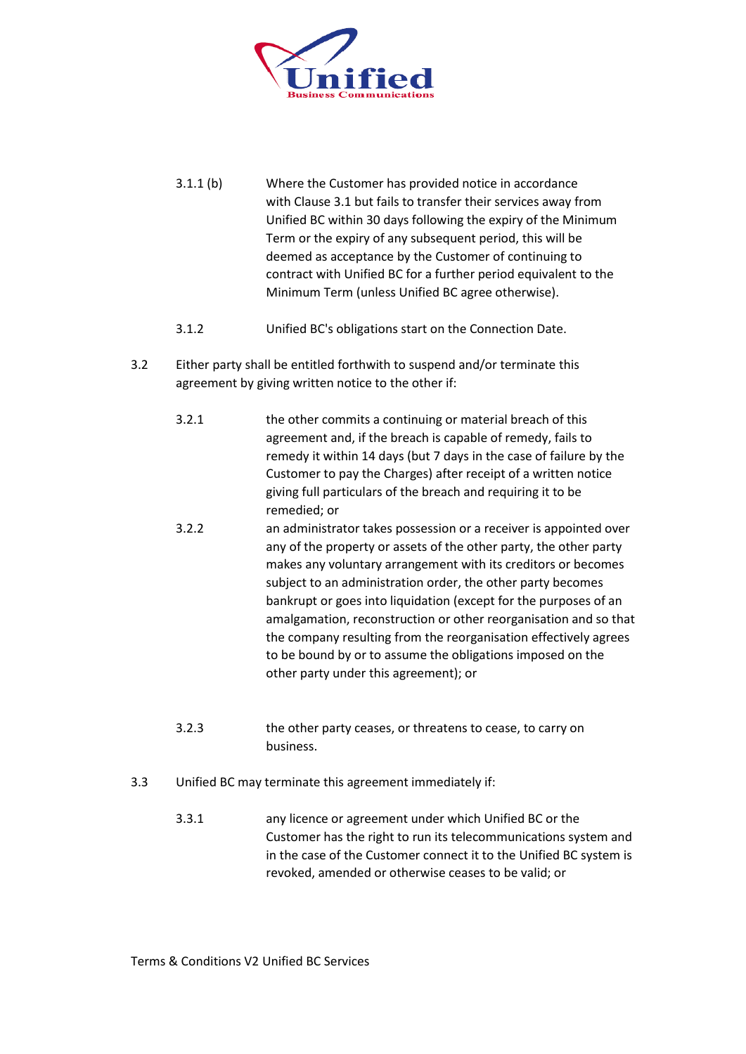3.1.1 (b) Where the Customer has provided notice in accordance with Clause 3.1 but fails to transfer their services away from Unified BC within 30 days following the expiry of the Minimum Term or the expiry of any subsequent period, this will be deemed as acceptance by the Customer of continuing to contract with Unified BC for a further period equivalent to the Minimum Term (unless Unified BC agree otherwise).

3.1.2 Unified BC's obligations start on the Connection Date.

3.2 Either party shall be entitled forthwith to suspend and/or terminate this agreement by giving written notice to the other if:

3.2.1 the other commits a continuing or material breach of this agreement and, if the breach is capable of remedy, fails to remedy it within 14 days (but 7 days in the case of failure by the Customer to pay the Charges) after receipt of a written notice giving full particulars of the breach and requiring it to be remedied; or

3.2.2 an administrator takes possession or a receiver is appointed over any of the property or assets of the other party, the other party makes any voluntary arrangement with its creditors or becomes subject to an administration order, the other party becomes bankrupt or goes into liquidation (except for the purposes of an amalgamation, reconstruction or other reorganisation and so that the company resulting from the reorganisation effectively agrees to be bound by or to assume the obligations imposed on the other party under this agreement); or

3.2.3 the other party ceases, or threatens to cease, to carry on business.

3.3 Unified BC may terminate this agreement immediately if:

3.3.1 any licence or agreement under which Unified BC or the Customer has the right to run its telecommunications system and in the case of the Customer connect it to the Unified BC system is revoked, amended or otherwise ceases to be valid; or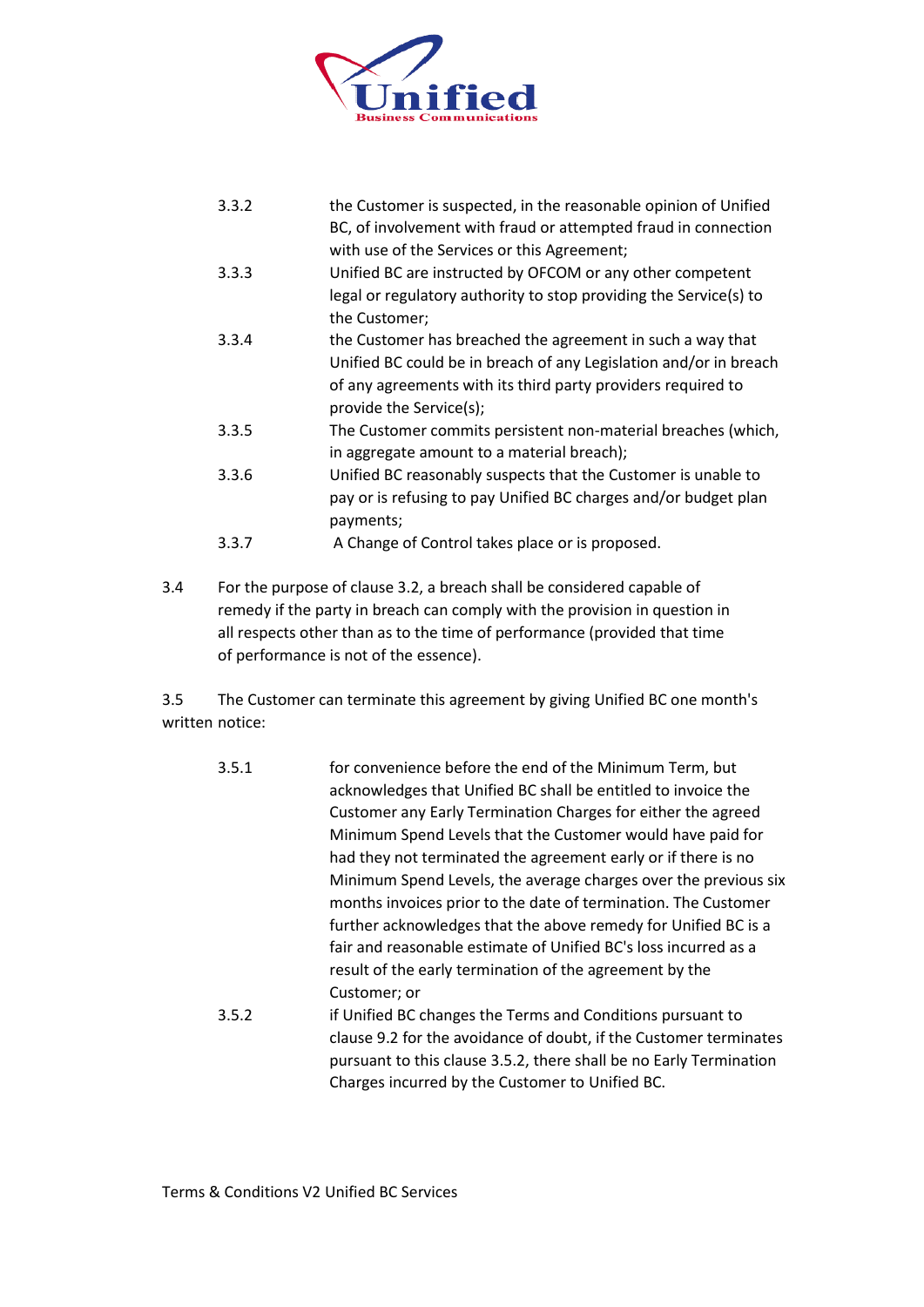3.3.2 the Customer is suspected, in the reasonable opinion of Unified BC, of involvement with fraud or attempted fraud in connection with use of the Services or this Agreement;

3.3.3 Unified BC are instructed by OFCOM or any other competent legal or regulatory authority to stop providing the Service(s) to the Customer;

3.3.4 the Customer has breached the agreement in such a way that Unified BC could be in breach of any Legislation and/or in breach of any agreements with its third party providers required to provide the Service(s);

3.3.5 The Customer commits persistent non-material breaches (which, in aggregate amount to a material breach);

3.3.6 Unified BC reasonably suspects that the Customer is unable to pay or is refusing to pay Unified BC charges and/or budget plan payments;

3.3.7 A Change of Control takes place or is proposed.

3.4 For the purpose of clause 3.2, a breach shall be considered capable of remedy if the party in breach can comply with the provision in question in all respects other than as to the time of performance (provided that time of performance is not of the essence).

3.5 The Customer can terminate this agreement by giving Unified BC one month's written notice:

3.5.1 for convenience before the end of the Minimum Term, but acknowledges that Unified BC shall be entitled to invoice the Customer any Early Termination Charges for either the agreed Minimum Spend Levels that the Customer would have paid for had they not terminated the agreement early or if there is no Minimum Spend Levels, the average charges over the previous six months invoices prior to the date of termination. The Customer further acknowledges that the above remedy for Unified BC is a fair and reasonable estimate of Unified BC's loss incurred as a result of the early termination of the agreement by the Customer; or

3.5.2 if Unified BC changes the Terms and Conditions pursuant to clause 9.2 for the avoidance of doubt, if the Customer terminates pursuant to this clause 3.5.2, there shall be no Early Termination Charges incurred by the Customer to Unified BC.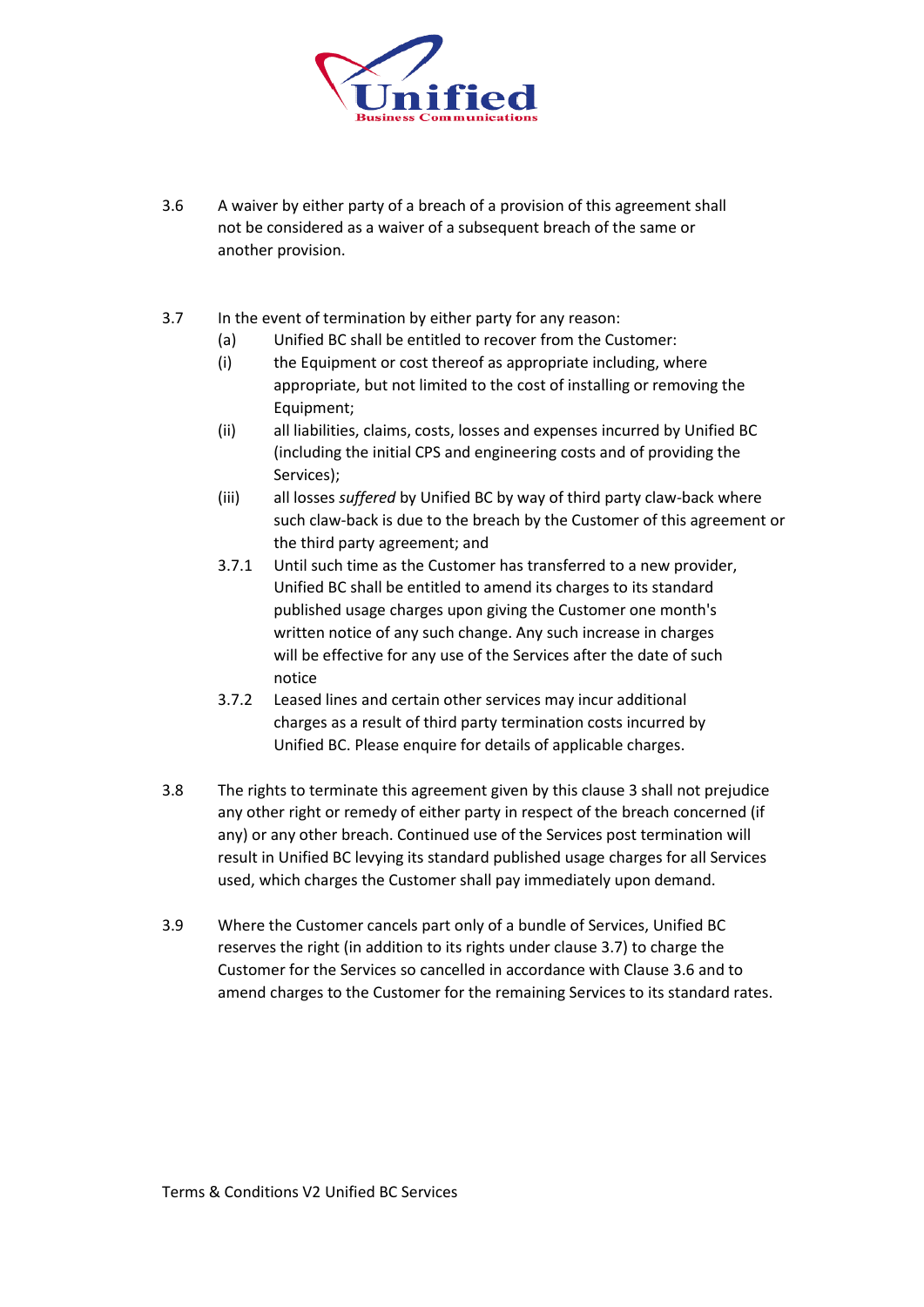3.6 A waiver by either party of a breach of a provision of this agreement shall not be considered as a waiver of a subsequent breach of the same or another provision.

3.7 In the event of termination by either party for any reason:

(a) Unified BC shall be entitled to recover from the Customer:

(i) the Equipment or cost thereof as appropriate including, where appropriate, but not limited to the cost of installing or removing the Equipment;

(ii) all liabilities, claims, costs, losses and expenses incurred by Unified BC (including the initial CPS and engineering costs and of providing the Services);

(iii) all losses *suffered* by Unified BC by way of third party claw-back where such claw-back is due to the breach by the Customer of this agreement or the third party agreement; and

3.7.1 Until such time as the Customer has transferred to a new provider, Unified BC shall be entitled to amend its charges to its standard published usage charges upon giving the Customer one month's written notice of any such change. Any such increase in charges will be effective for any use of the Services after the date of such notice

3.7.2 Leased lines and certain other services may incur additional charges as a result of third party termination costs incurred by Unified BC. Please enquire for details of applicable charges.

3.8 The rights to terminate this agreement given by this clause 3 shall not prejudice any other right or remedy of either party in respect of the breach concerned (if any) or any other breach. Continued use of the Services post termination will result in Unified BC levying its standard published usage charges for all Services used, which charges the Customer shall pay immediately upon demand.

3.9 Where the Customer cancels part only of a bundle of Services, Unified BC reserves the right (in addition to its rights under clause 3.7) to charge the Customer for the Services so cancelled in accordance with Clause 3.6 and to amend charges to the Customer for the remaining Services to its standard rates.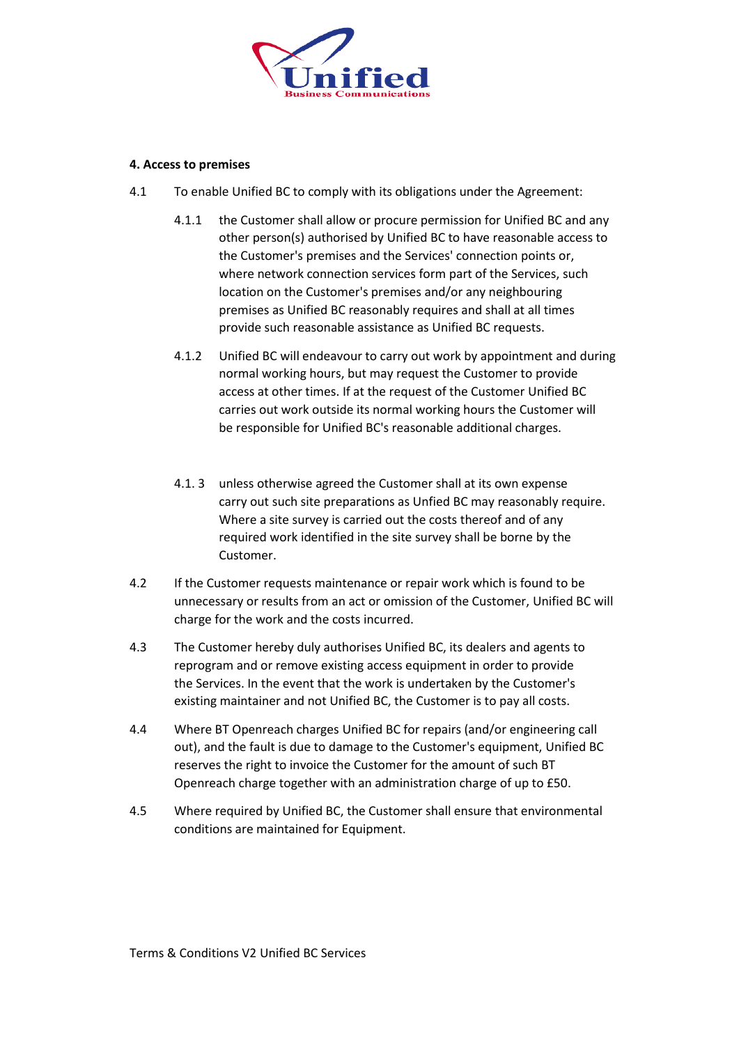**4. Access to premises**

4.1 To enable Unified BC to comply with its obligations under the Agreement:

4.1.1 the Customer shall allow or procure permission for Unified BC and any other person(s) authorised by Unified BC to have reasonable access to the Customer's premises and the Services' connection points or, where network connection services form part of the Services, such location on the Customer's premises and/or any neighbouring premises as Unified BC reasonably requires and shall at all times provide such reasonable assistance as Unified BC requests.

4.1.2 Unified BC will endeavour to carry out work by appointment and during normal working hours, but may request the Customer to provide access at other times. If at the request of the Customer Unified BC carries out work outside its normal working hours the Customer will be responsible for Unified BC's reasonable additional charges.

4.1. 3 unless otherwise agreed the Customer shall at its own expense carry out such site preparations as Unfied BC may reasonably require. Where a site survey is carried out the costs thereof and of any required work identified in the site survey shall be borne by the Customer.

4.2 If the Customer requests maintenance or repair work which is found to be unnecessary or results from an act or omission of the Customer, Unified BC will charge for the work and the costs incurred.

4.3 The Customer hereby duly authorises Unified BC, its dealers and agents to reprogram and or remove existing access equipment in order to provide the Services. In the event that the work is undertaken by the Customer's existing maintainer and not Unified BC, the Customer is to pay all costs.

4.4 Where BT Openreach charges Unified BC for repairs (and/or engineering call out), and the fault is due to damage to the Customer's equipment, Unified BC reserves the right to invoice the Customer for the amount of such BT Openreach charge together with an administration charge of up to £50.

4.5 Where required by Unified BC, the Customer shall ensure that environmental conditions are maintained for Equipment.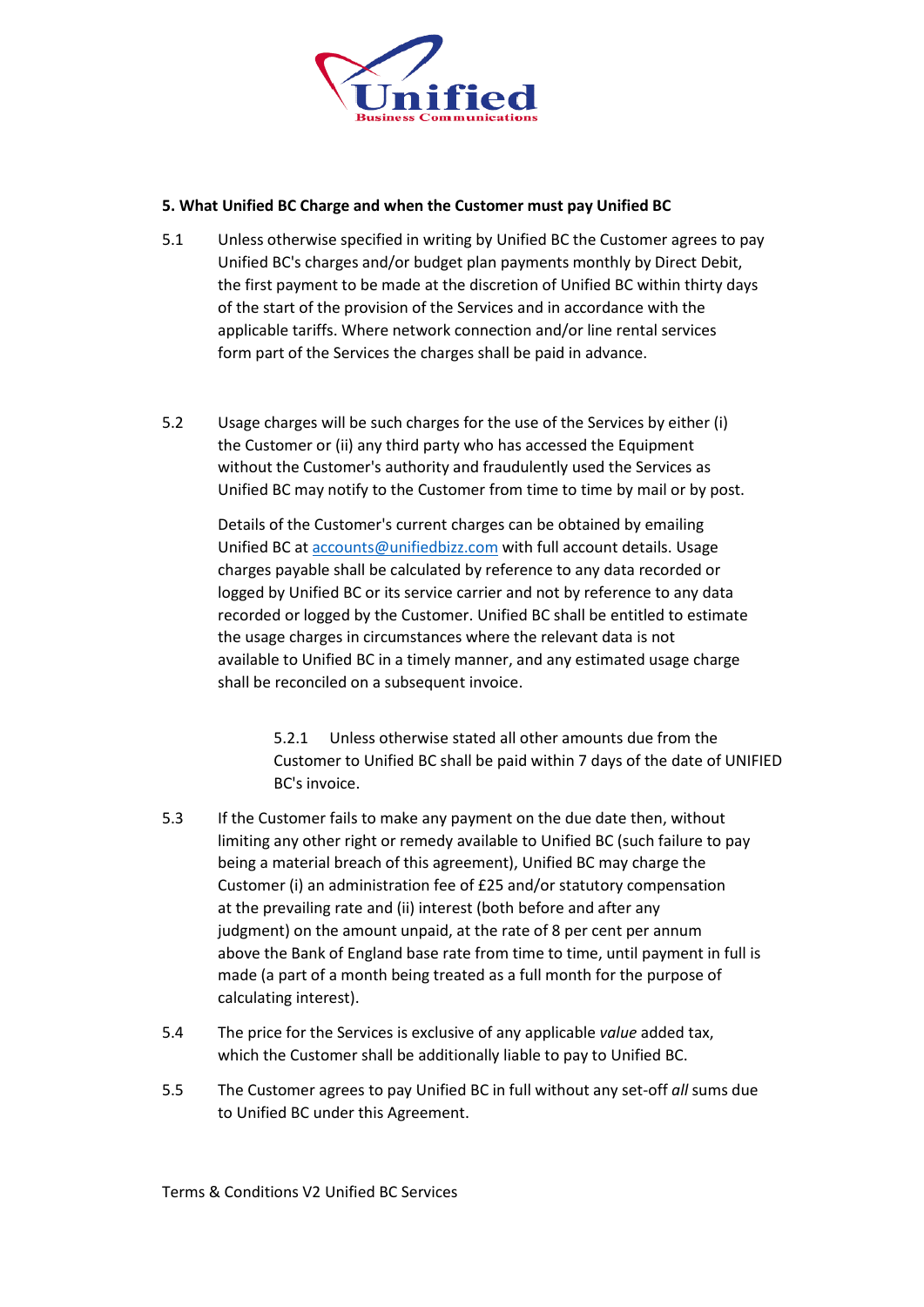**5. What Unified BC Charge and when the Customer must pay Unified BC**

5.1 Unless otherwise specified in writing by Unified BC the Customer agrees to pay Unified BC's charges and/or budget plan payments monthly by Direct Debit, the first payment to be made at the discretion of Unified BC within thirty days of the start of the provision of the Services and in accordance with the applicable tariffs. Where network connection and/or line rental services form part of the Services the charges shall be paid in advance.

5.2 Usage charges will be such charges for the use of the Services by either (i) the Customer or (ii) any third party who has accessed the Equipment without the Customer's authority and fraudulently used the Services as Unified BC may notify to the Customer from time to time by mail or by post.

Details of the Customer's current charges can be obtained by emailing Unified BC at accounts@unifiedbizz.com with full account details. Usage charges payable shall be calculated by reference to any data recorded or logged by Unified BC or its service carrier and not by reference to any data recorded or logged by the Customer. Unified BC shall be entitled to estimate the usage charges in circumstances where the relevant data is not available to Unified BC in a timely manner, and any estimated usage charge shall be reconciled on a subsequent invoice.

5.2.1 Unless otherwise stated all other amounts due from the Customer to Unified BC shall be paid within 7 days of the date of UNIFIED BC's invoice.

5.3 If the Customer fails to make any payment on the due date then, without limiting any other right or remedy available to Unified BC (such failure to pay being a material breach of this agreement), Unified BC may charge the Customer (i) an administration fee of £25 and/or statutory compensation at the prevailing rate and (ii) interest (both before and after any judgment) on the amount unpaid, at the rate of 8 per cent per annum above the Bank of England base rate from time to time, until payment in full is made (a part of a month being treated as a full month for the purpose of calculating interest).

5.4 The price for the Services is exclusive of any applicable *value* added tax, which the Customer shall be additionally liable to pay to Unified BC.

5.5 The Customer agrees to pay Unified BC in full without any set-off *all* sums due to Unified BC under this Agreement.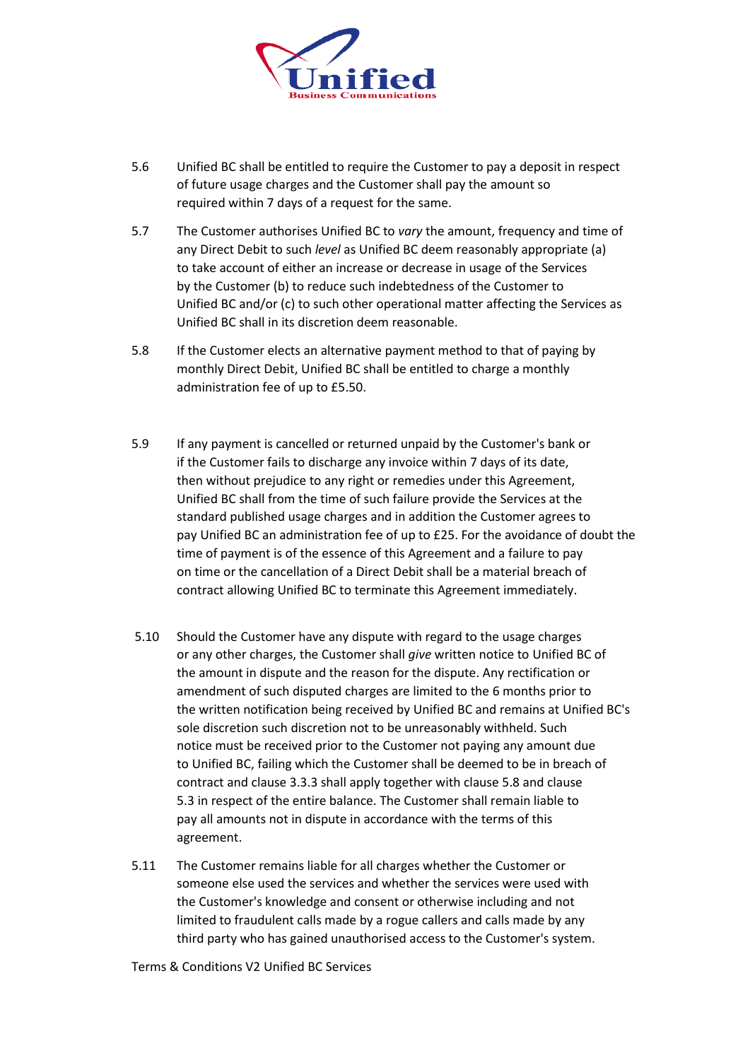5.6 Unified BC shall be entitled to require the Customer to pay a deposit in respect of future usage charges and the Customer shall pay the amount so required within 7 days of a request for the same.

5.7 The Customer authorises Unified BC to *vary* the amount, frequency and time of any Direct Debit to such *level* as Unified BC deem reasonably appropriate (a) to take account of either an increase or decrease in usage of the Services by the Customer (b) to reduce such indebtedness of the Customer to Unified BC and/or (c) to such other operational matter affecting the Services as Unified BC shall in its discretion deem reasonable.

5.8 If the Customer elects an alternative payment method to that of paying by monthly Direct Debit, Unified BC shall be entitled to charge a monthly administration fee of up to £5.50.

5.9 If any payment is cancelled or returned unpaid by the Customer's bank or if the Customer fails to discharge any invoice within 7 days of its date, then without prejudice to any right or remedies under this Agreement, Unified BC shall from the time of such failure provide the Services at the standard published usage charges and in addition the Customer agrees to pay Unified BC an administration fee of up to £25. For the avoidance of doubt the time of payment is of the essence of this Agreement and a failure to pay on time or the cancellation of a Direct Debit shall be a material breach of contract allowing Unified BC to terminate this Agreement immediately.

5.10 Should the Customer have any dispute with regard to the usage charges or any other charges, the Customer shall *give* written notice to Unified BC of the amount in dispute and the reason for the dispute. Any rectification or amendment of such disputed charges are limited to the 6 months prior to the written notification being received by Unified BC and remains at Unified BC's sole discretion such discretion not to be unreasonably withheld. Such notice must be received prior to the Customer not paying any amount due to Unified BC, failing which the Customer shall be deemed to be in breach of contract and clause 3.3.3 shall apply together with clause 5.8 and clause 5.3 in respect of the entire balance. The Customer shall remain liable to pay all amounts not in dispute in accordance with the terms of this agreement.

5.11 The Customer remains liable for all charges whether the Customer or someone else used the services and whether the services were used with the Customer's knowledge and consent or otherwise including and not limited to fraudulent calls made by a rogue callers and calls made by any third party who has gained unauthorised access to the Customer's system.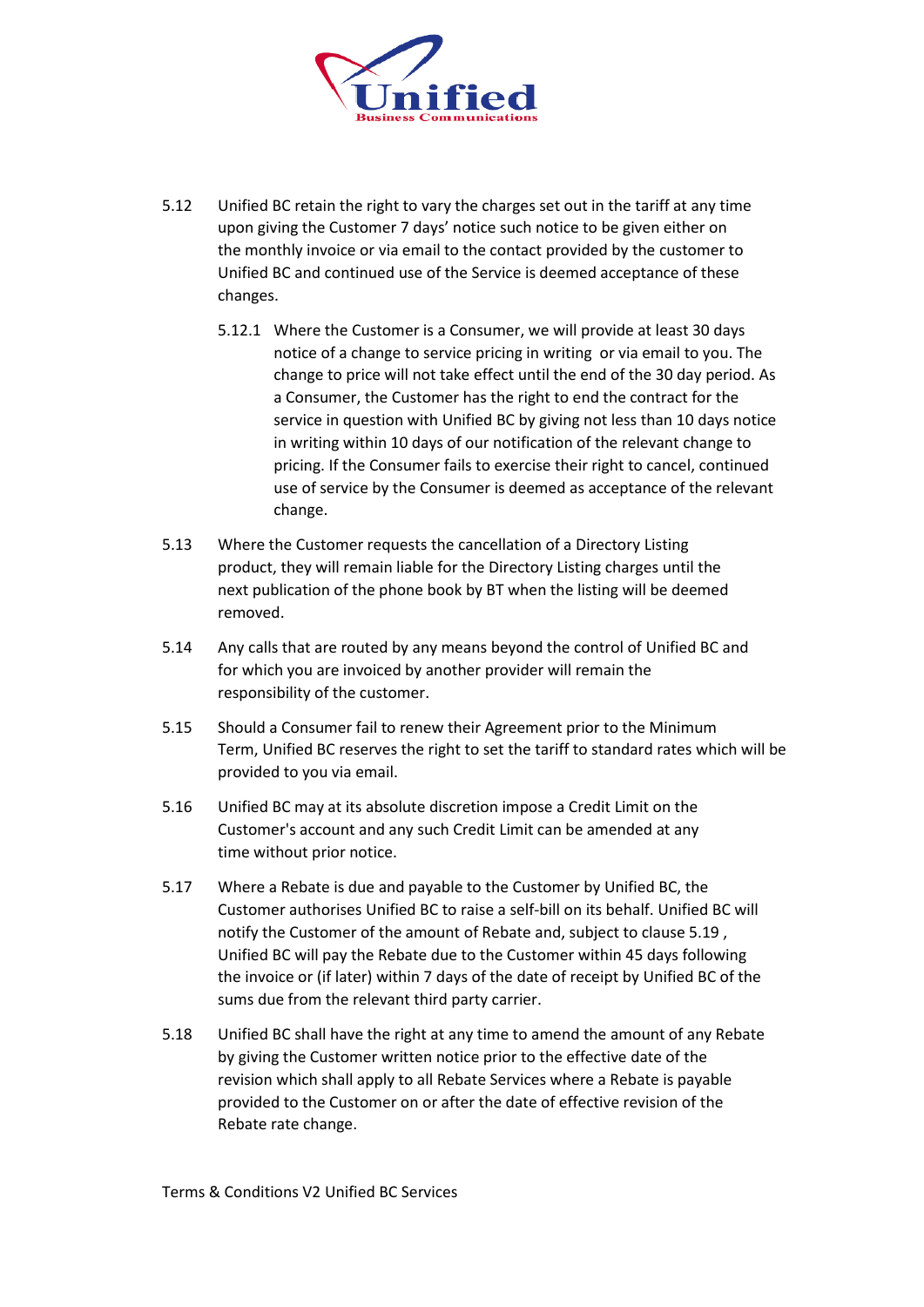5.12 Unified BC retain the right to vary the charges set out in the tariff at any time upon giving the Customer 7 days' notice such notice to be given either on the monthly invoice or via email to the contact provided by the customer to Unified BC and continued use of the Service is deemed acceptance of these changes.

   5.12.1 Where the Customer is a Consumer, we will provide at least 30 days notice of a change to service pricing in writing or via email to you. The change to price will not take effect until the end of the 30 day period. As a Consumer, the Customer has the right to end the contract for the service in question with Unified BC by giving not less than 10 days notice in writing within 10 days of our notification of the relevant change to pricing. If the Consumer fails to exercise their right to cancel, continued use of service by the Consumer is deemed as acceptance of the relevant change.

5.13 Where the Customer requests the cancellation of a Directory Listing product, they will remain liable for the Directory Listing charges until the next publication of the phone book by BT when the listing will be deemed removed.

5.14 Any calls that are routed by any means beyond the control of Unified BC and for which you are invoiced by another provider will remain the responsibility of the customer.

5.15 Should a Consumer fail to renew their Agreement prior to the Minimum Term, Unified BC reserves the right to set the tariff to standard rates which will be provided to you via email.

5.16 Unified BC may at its absolute discretion impose a Credit Limit on the Customer's account and any such Credit Limit can be amended at any time without prior notice.

5.17 Where a Rebate is due and payable to the Customer by Unified BC, the Customer authorises Unified BC to raise a self-bill on its behalf. Unified BC will notify the Customer of the amount of Rebate and, subject to clause 5.19 , Unified BC will pay the Rebate due to the Customer within 45 days following the invoice or (if later) within 7 days of the date of receipt by Unified BC of the sums due from the relevant third party carrier.

5.18 Unified BC shall have the right at any time to amend the amount of any Rebate by giving the Customer written notice prior to the effective date of the revision which shall apply to all Rebate Services where a Rebate is payable provided to the Customer on or after the date of effective revision of the Rebate rate change.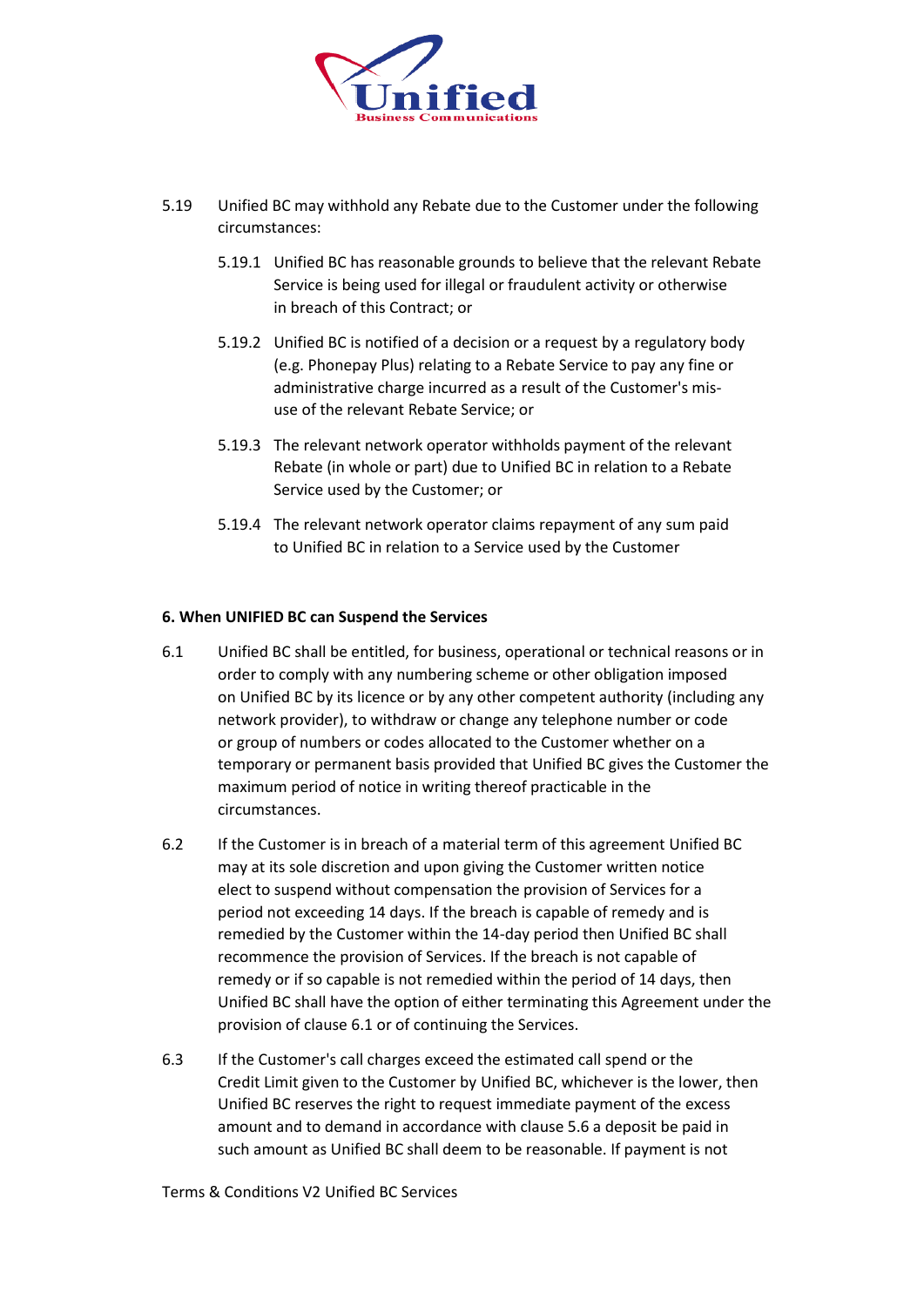5.19 Unified BC may withhold any Rebate due to the Customer under the following circumstances:

5.19.1 Unified BC has reasonable grounds to believe that the relevant Rebate Service is being used for illegal or fraudulent activity or otherwise in breach of this Contract; or

5.19.2 Unified BC is notified of a decision or a request by a regulatory body (e.g. Phonepay Plus) relating to a Rebate Service to pay any fine or administrative charge incurred as a result of the Customer's mis-use of the relevant Rebate Service; or

5.19.3 The relevant network operator withholds payment of the relevant Rebate (in whole or part) due to Unified BC in relation to a Rebate Service used by the Customer; or

5.19.4 The relevant network operator claims repayment of any sum paid to Unified BC in relation to a Service used by the Customer

**6. When UNIFIED BC can Suspend the Services**

6.1 Unified BC shall be entitled, for business, operational or technical reasons or in order to comply with any numbering scheme or other obligation imposed on Unified BC by its licence or by any other competent authority (including any network provider), to withdraw or change any telephone number or code or group of numbers or codes allocated to the Customer whether on a temporary or permanent basis provided that Unified BC gives the Customer the maximum period of notice in writing thereof practicable in the circumstances.

6.2 If the Customer is in breach of a material term of this agreement Unified BC may at its sole discretion and upon giving the Customer written notice elect to suspend without compensation the provision of Services for a period not exceeding 14 days. If the breach is capable of remedy and is remedied by the Customer within the 14-day period then Unified BC shall recommence the provision of Services. If the breach is not capable of remedy or if so capable is not remedied within the period of 14 days, then Unified BC shall have the option of either terminating this Agreement under the provision of clause 6.1 or of continuing the Services.

6.3 If the Customer's call charges exceed the estimated call spend or the Credit Limit given to the Customer by Unified BC, whichever is the lower, then Unified BC reserves the right to request immediate payment of the excess amount and to demand in accordance with clause 5.6 a deposit be paid in such amount as Unified BC shall deem to be reasonable. If payment is not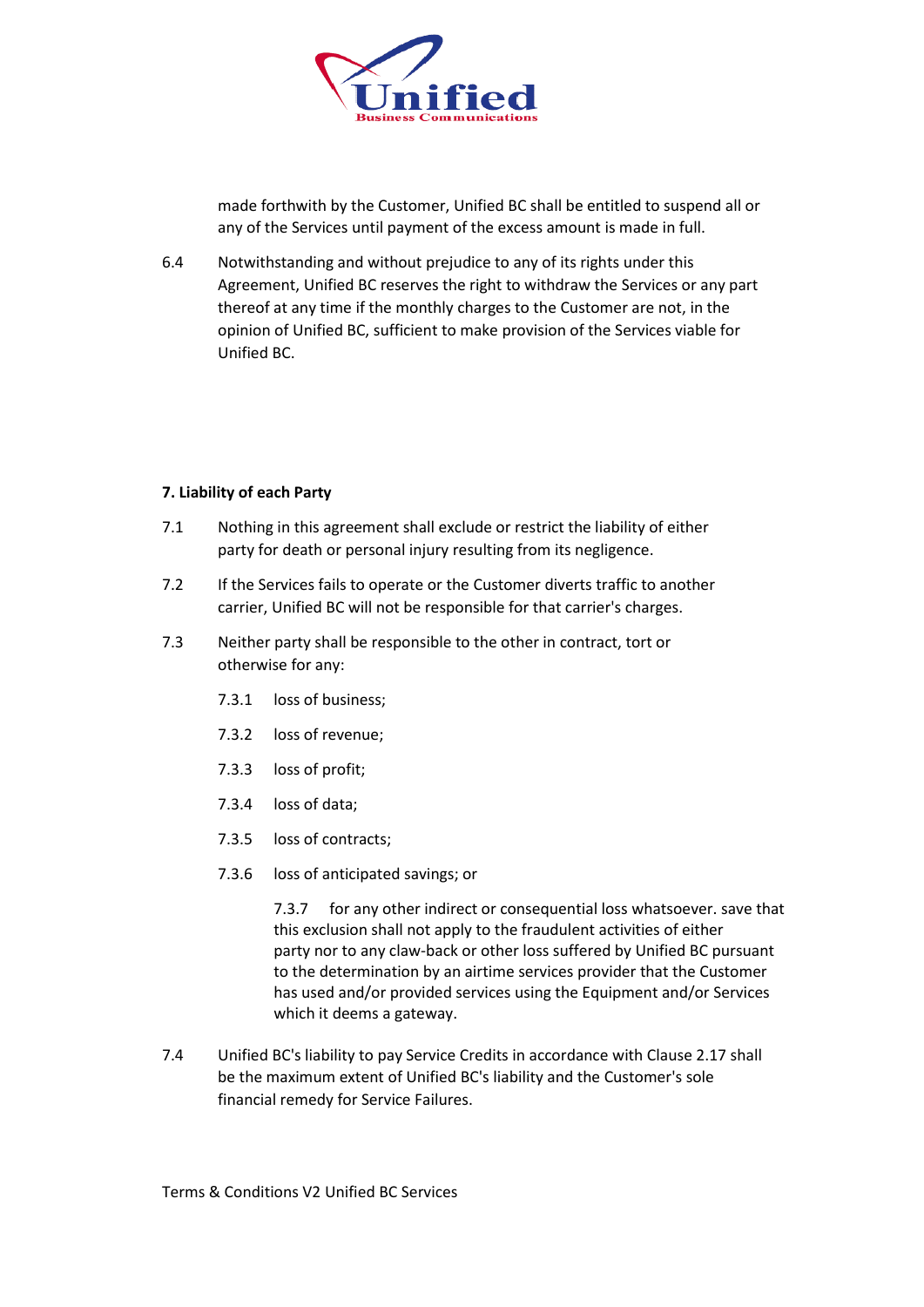made forthwith by the Customer, Unified BC shall be entitled to suspend all or any of the Services until payment of the excess amount is made in full.

6.4 Notwithstanding and without prejudice to any of its rights under this Agreement, Unified BC reserves the right to withdraw the Services or any part thereof at any time if the monthly charges to the Customer are not, in the opinion of Unified BC, sufficient to make provision of the Services viable for Unified BC.

**7. Liability of each Party**

7.1 Nothing in this agreement shall exclude or restrict the liability of either party for death or personal injury resulting from its negligence.

7.2 If the Services fails to operate or the Customer diverts traffic to another carrier, Unified BC will not be responsible for that carrier's charges.

7.3 Neither party shall be responsible to the other in contract, tort or otherwise for any:

7.3.1 loss of business;

7.3.2 loss of revenue;

7.3.3 loss of profit;

7.3.4 loss of data;

7.3.5 loss of contracts;

7.3.6 loss of anticipated savings; or

7.3.7 for any other indirect or consequential loss whatsoever. save that this exclusion shall not apply to the fraudulent activities of either party nor to any claw-back or other loss suffered by Unified BC pursuant to the determination by an airtime services provider that the Customer has used and/or provided services using the Equipment and/or Services which it deems a gateway.

7.4 Unified BC's liability to pay Service Credits in accordance with Clause 2.17 shall be the maximum extent of Unified BC's liability and the Customer's sole financial remedy for Service Failures.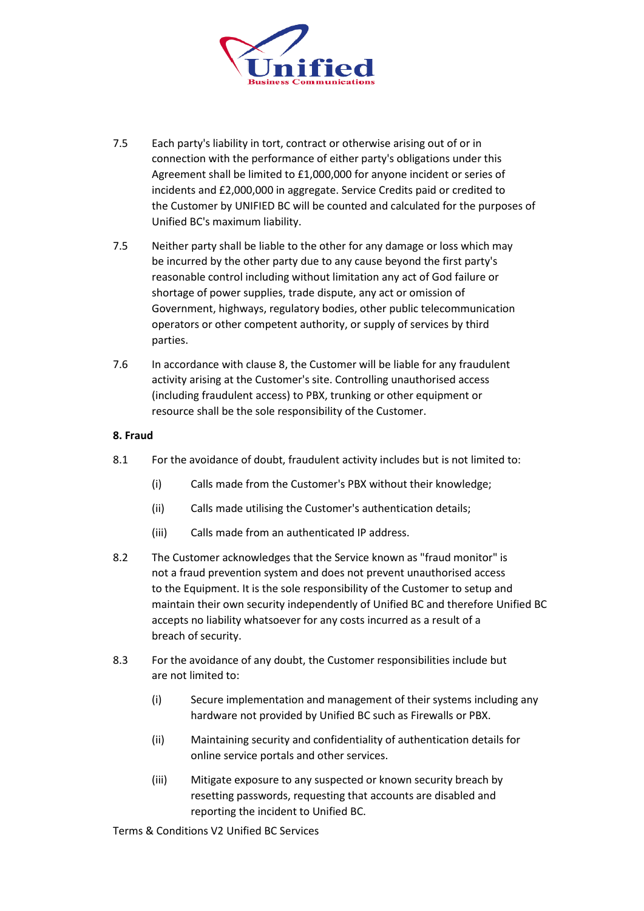7.5 Each party's liability in tort, contract or otherwise arising out of or in connection with the performance of either party's obligations under this Agreement shall be limited to £1,000,000 for anyone incident or series of incidents and £2,000,000 in aggregate. Service Credits paid or credited to the Customer by UNIFIED BC will be counted and calculated for the purposes of Unified BC's maximum liability.

7.5 Neither party shall be liable to the other for any damage or loss which may be incurred by the other party due to any cause beyond the first party's reasonable control including without limitation any act of God failure or shortage of power supplies, trade dispute, any act or omission of Government, highways, regulatory bodies, other public telecommunication operators or other competent authority, or supply of services by third parties.

7.6 In accordance with clause 8, the Customer will be liable for any fraudulent activity arising at the Customer's site. Controlling unauthorised access (including fraudulent access) to PBX, trunking or other equipment or resource shall be the sole responsibility of the Customer.

**8. Fraud**

8.1 For the avoidance of doubt, fraudulent activity includes but is not limited to:

(i) Calls made from the Customer's PBX without their knowledge;

(ii) Calls made utilising the Customer's authentication details;

(iii) Calls made from an authenticated IP address.

8.2 The Customer acknowledges that the Service known as "fraud monitor" is not a fraud prevention system and does not prevent unauthorised access to the Equipment. It is the sole responsibility of the Customer to setup and maintain their own security independently of Unified BC and therefore Unified BC accepts no liability whatsoever for any costs incurred as a result of a breach of security.

8.3 For the avoidance of any doubt, the Customer responsibilities include but are not limited to:

(i) Secure implementation and management of their systems including any hardware not provided by Unified BC such as Firewalls or PBX.

(ii) Maintaining security and confidentiality of authentication details for online service portals and other services.

(iii) Mitigate exposure to any suspected or known security breach by resetting passwords, requesting that accounts are disabled and reporting the incident to Unified BC.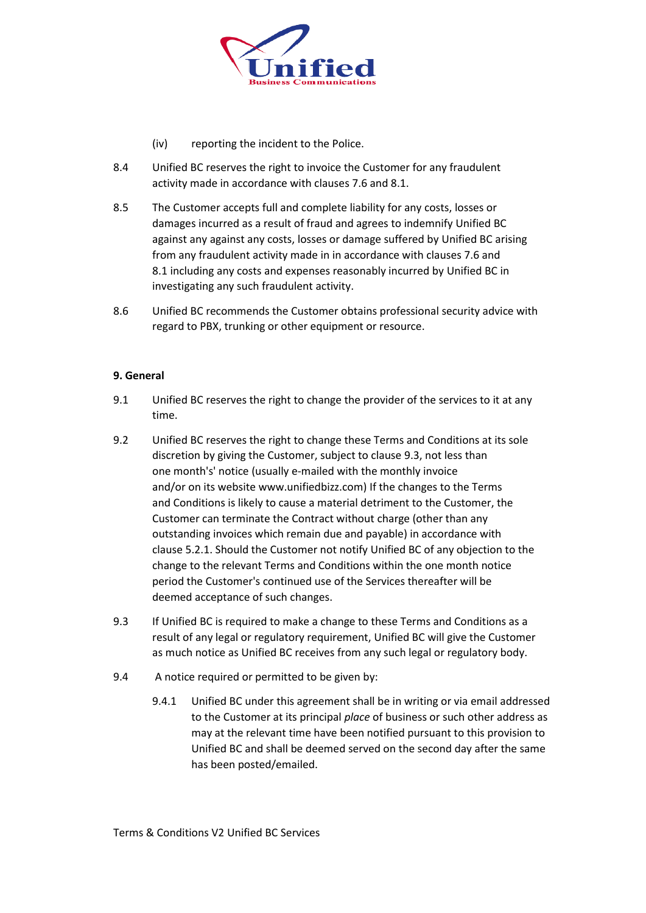(iv) reporting the incident to the Police.

8.4 Unified BC reserves the right to invoice the Customer for any fraudulent activity made in accordance with clauses 7.6 and 8.1.

8.5 The Customer accepts full and complete liability for any costs, losses or damages incurred as a result of fraud and agrees to indemnify Unified BC against any against any costs, losses or damage suffered by Unified BC arising from any fraudulent activity made in in accordance with clauses 7.6 and 8.1 including any costs and expenses reasonably incurred by Unified BC in investigating any such fraudulent activity.

8.6 Unified BC recommends the Customer obtains professional security advice with regard to PBX, trunking or other equipment or resource.

**9. General**

9.1 Unified BC reserves the right to change the provider of the services to it at any time.

9.2 Unified BC reserves the right to change these Terms and Conditions at its sole discretion by giving the Customer, subject to clause 9.3, not less than one month's' notice (usually e-mailed with the monthly invoice and/or on its website www.unifiedbizz.com) If the changes to the Terms and Conditions is likely to cause a material detriment to the Customer, the Customer can terminate the Contract without charge (other than any outstanding invoices which remain due and payable) in accordance with clause 5.2.1. Should the Customer not notify Unified BC of any objection to the change to the relevant Terms and Conditions within the one month notice period the Customer's continued use of the Services thereafter will be deemed acceptance of such changes.

9.3 If Unified BC is required to make a change to these Terms and Conditions as a result of any legal or regulatory requirement, Unified BC will give the Customer as much notice as Unified BC receives from any such legal or regulatory body.

9.4 A notice required or permitted to be given by:

9.4.1 Unified BC under this agreement shall be in writing or via email addressed to the Customer at its principal *place* of business or such other address as may at the relevant time have been notified pursuant to this provision to Unified BC and shall be deemed served on the second day after the same has been posted/emailed.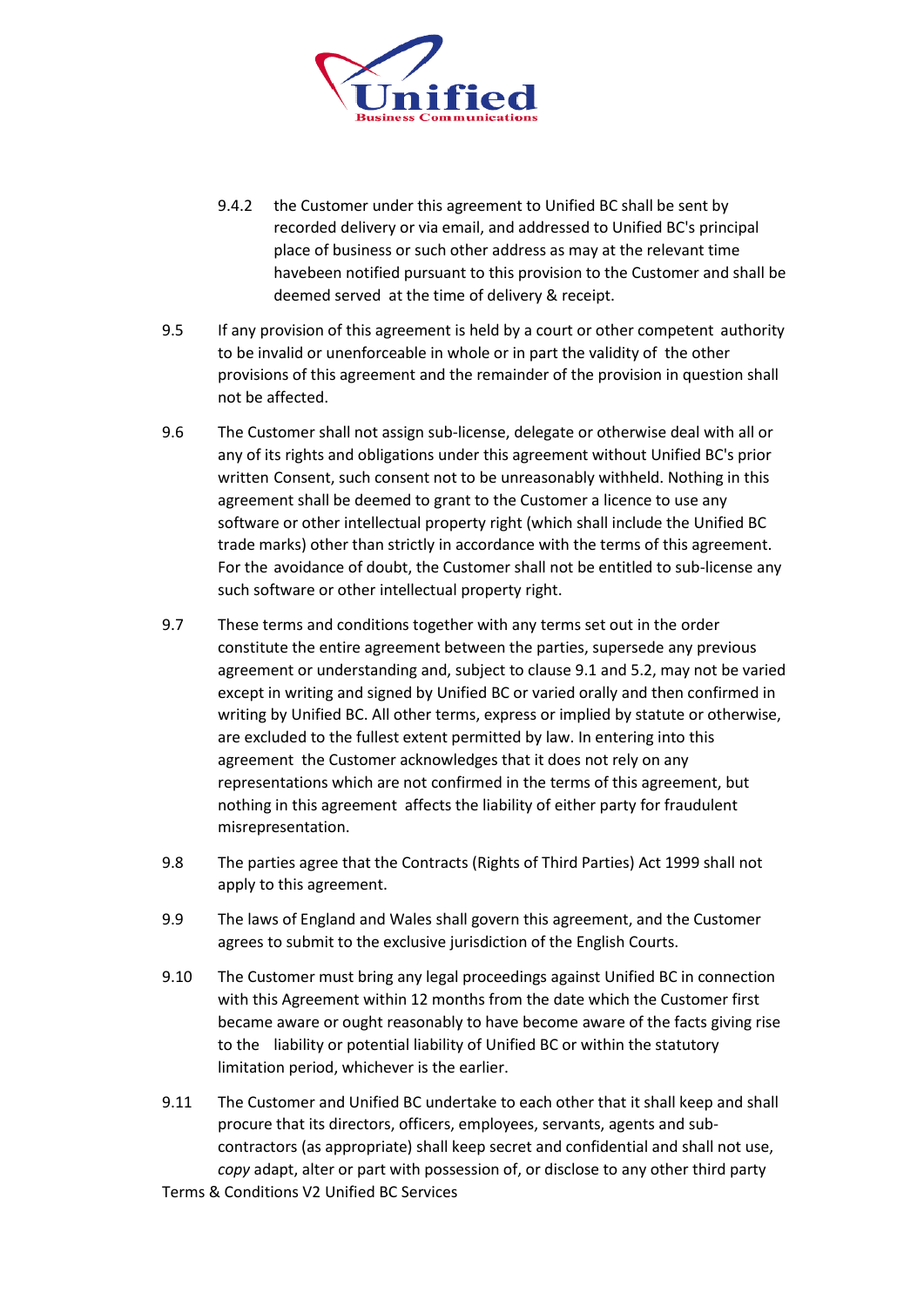9.4.2 the Customer under this agreement to Unified BC shall be sent by recorded delivery or via email, and addressed to Unified BC's principal place of business or such other address as may at the relevant time havebeen notified pursuant to this provision to the Customer and shall be deemed served at the time of delivery & receipt.

9.5 If any provision of this agreement is held by a court or other competent authority to be invalid or unenforceable in whole or in part the validity of the other provisions of this agreement and the remainder of the provision in question shall not be affected.

9.6 The Customer shall not assign sub-license, delegate or otherwise deal with all or any of its rights and obligations under this agreement without Unified BC's prior written Consent, such consent not to be unreasonably withheld. Nothing in this agreement shall be deemed to grant to the Customer a licence to use any software or other intellectual property right (which shall include the Unified BC trade marks) other than strictly in accordance with the terms of this agreement. For the avoidance of doubt, the Customer shall not be entitled to sub-license any such software or other intellectual property right.

9.7 These terms and conditions together with any terms set out in the order constitute the entire agreement between the parties, supersede any previous agreement or understanding and, subject to clause 9.1 and 5.2, may not be varied except in writing and signed by Unified BC or varied orally and then confirmed in writing by Unified BC. All other terms, express or implied by statute or otherwise, are excluded to the fullest extent permitted by law. In entering into this agreement the Customer acknowledges that it does not rely on any representations which are not confirmed in the terms of this agreement, but nothing in this agreement affects the liability of either party for fraudulent misrepresentation.

9.8 The parties agree that the Contracts (Rights of Third Parties) Act 1999 shall not apply to this agreement.

9.9 The laws of England and Wales shall govern this agreement, and the Customer agrees to submit to the exclusive jurisdiction of the English Courts.

9.10 The Customer must bring any legal proceedings against Unified BC in connection with this Agreement within 12 months from the date which the Customer first became aware or ought reasonably to have become aware of the facts giving rise to the liability or potential liability of Unified BC or within the statutory limitation period, whichever is the earlier.

9.11 The Customer and Unified BC undertake to each other that it shall keep and shall procure that its directors, officers, employees, servants, agents and sub-contractors (as appropriate) shall keep secret and confidential and shall not use, *copy* adapt, alter or part with possession of, or disclose to any other third party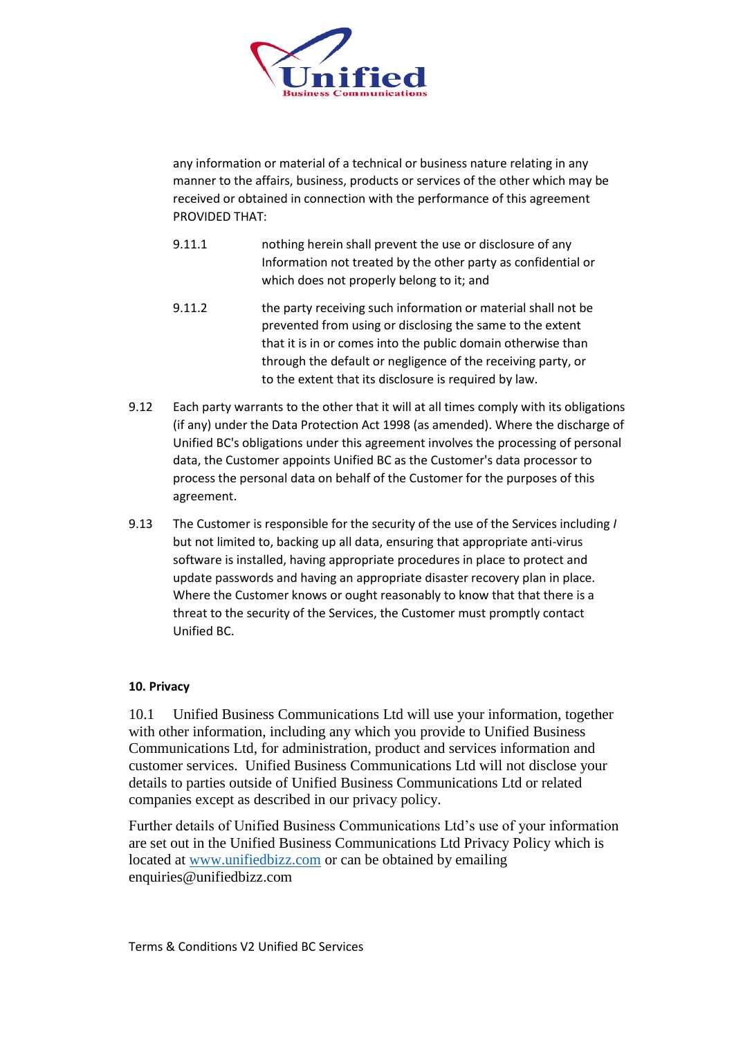any information or material of a technical or business nature relating in any manner to the affairs, business, products or services of the other which may be received or obtained in connection with the performance of this agreement PROVIDED THAT:

9.11.1 nothing herein shall prevent the use or disclosure of any Information not treated by the other party as confidential or which does not properly belong to it; and

9.11.2 the party receiving such information or material shall not be prevented from using or disclosing the same to the extent that it is in or comes into the public domain otherwise than through the default or negligence of the receiving party, or to the extent that its disclosure is required by law.

9.12 Each party warrants to the other that it will at all times comply with its obligations (if any) under the Data Protection Act 1998 (as amended). Where the discharge of Unified BC's obligations under this agreement involves the processing of personal data, the Customer appoints Unified BC as the Customer's data processor to process the personal data on behalf of the Customer for the purposes of this agreement.

9.13 The Customer is responsible for the security of the use of the Services including *I* but not limited to, backing up all data, ensuring that appropriate anti-virus software is installed, having appropriate procedures in place to protect and update passwords and having an appropriate disaster recovery plan in place. Where the Customer knows or ought reasonably to know that that there is a threat to the security of the Services, the Customer must promptly contact Unified BC.

**10. Privacy**

10.1 Unified Business Communications Ltd will use your information, together with other information, including any which you provide to Unified Business Communications Ltd, for administration, product and services information and customer services. Unified Business Communications Ltd will not disclose your details to parties outside of Unified Business Communications Ltd or related companies except as described in our privacy policy.

Further details of Unified Business Communications Ltd's use of your information are set out in the Unified Business Communications Ltd Privacy Policy which is located at [www.unifiedbizz.com](http://www.unifiedbizz.com) or can be obtained by emailing enquiries@unifiedbizz.com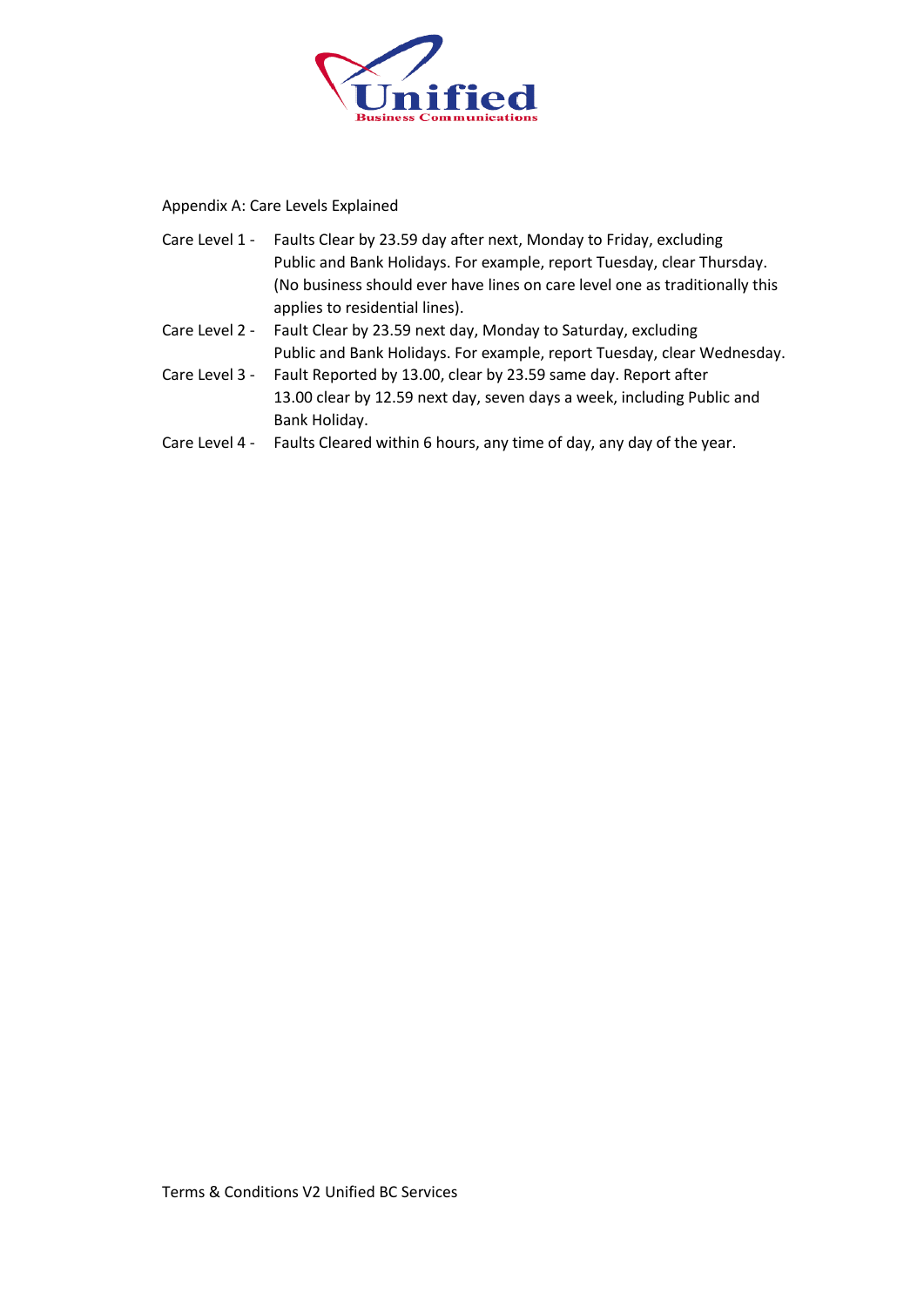Appendix A: Care Levels Explained

Care Level 1 - Faults Clear by 23.59 day after next, Monday to Friday, excluding Public and Bank Holidays. For example, report Tuesday, clear Thursday. (No business should ever have lines on care level one as traditionally this applies to residential lines).

Care Level 2 - Fault Clear by 23.59 next day, Monday to Saturday, excluding Public and Bank Holidays. For example, report Tuesday, clear Wednesday.

Care Level 3 - Fault Reported by 13.00, clear by 23.59 same day. Report after 13.00 clear by 12.59 next day, seven days a week, including Public and Bank Holiday.

Care Level 4 - Faults Cleared within 6 hours, any time of day, any day of the year.